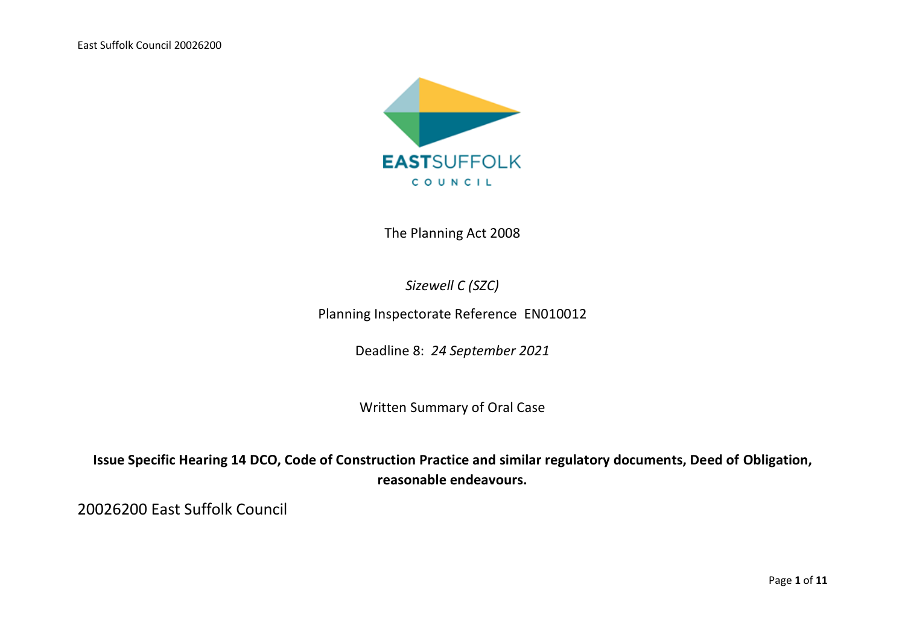The Planning Act 2008

*Sizewell C (SZC)*

Planning Inspectorate Reference EN010012

Deadline 8: *24 September 2021*

Written Summary of Oral Case

**Issue Specific Hearing 14 DCO, Code of Construction Practice and similar regulatory documents, Deed of Obligation, reasonable endeavours.**

20026200 East Suffolk Council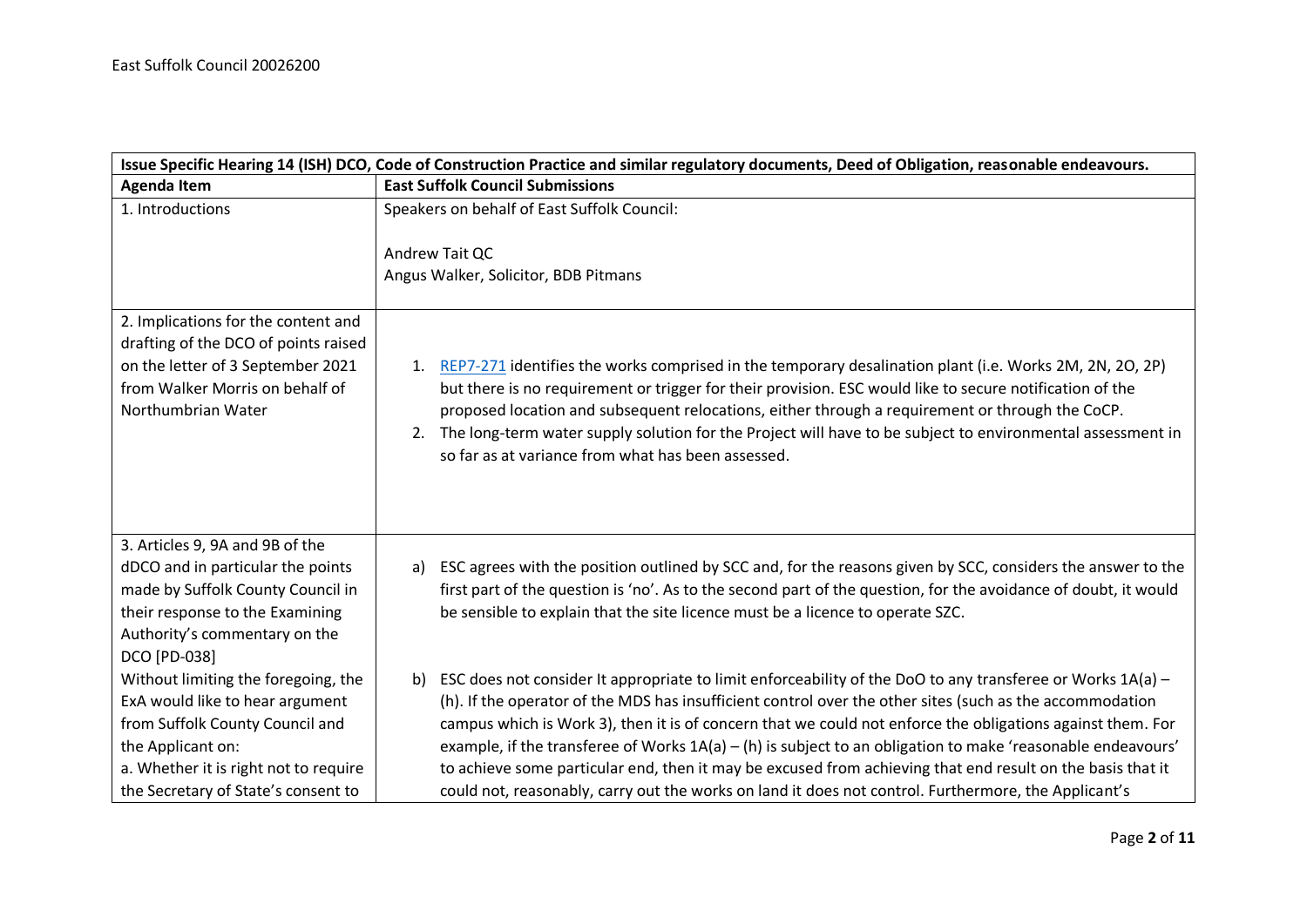| Issue Specific Hearing 14 (ISH) DCO, Code of Construction Practice and similar regulatory documents, Deed of Obligation, reasonable endeavours. | |
|---|---|
| **Agenda Item** | **East Suffolk Council Submissions** |
| 1. Introductions | Speakers on behalf of East Suffolk Council:<br><br>Andrew Tait QC<br>Angus Walker, Solicitor, BDB Pitmans |
| 2. Implications for the content and drafting of the DCO of points raised on the letter of 3 September 2021 from Walker Morris on behalf of Northumbrian Water | 1. REP7-271 identifies the works comprised in the temporary desalination plant (i.e. Works 2M, 2N, 2O, 2P) but there is no requirement or trigger for their provision. ESC would like to secure notification of the proposed location and subsequent relocations, either through a requirement or through the CoCP.<br>2. The long-term water supply solution for the Project will have to be subject to environmental assessment in so far as at variance from what has been assessed. |
| 3. Articles 9, 9A and 9B of the dDCO and in particular the points made by Suffolk County Council in their response to the Examining Authority's commentary on the DCO [PD-038]<br>Without limiting the foregoing, the ExA would like to hear argument from Suffolk County Council and the Applicant on:<br>a. Whether it is right not to require the Secretary of State's consent to | a) ESC agrees with the position outlined by SCC and, for the reasons given by SCC, considers the answer to the first part of the question is 'no'. As to the second part of the question, for the avoidance of doubt, it would be sensible to explain that the site licence must be a licence to operate SZC.<br><br>b) ESC does not consider It appropriate to limit enforceability of the DoO to any transferee or Works 1A(a) – (h). If the operator of the MDS has insufficient control over the other sites (such as the accommodation campus which is Work 3), then it is of concern that we could not enforce the obligations against them. For example, if the transferee of Works 1A(a) – (h) is subject to an obligation to make 'reasonable endeavours' to achieve some particular end, then it may be excused from achieving that end result on the basis that it could not, reasonably, carry out the works on land it does not control. Furthermore, the Applicant's |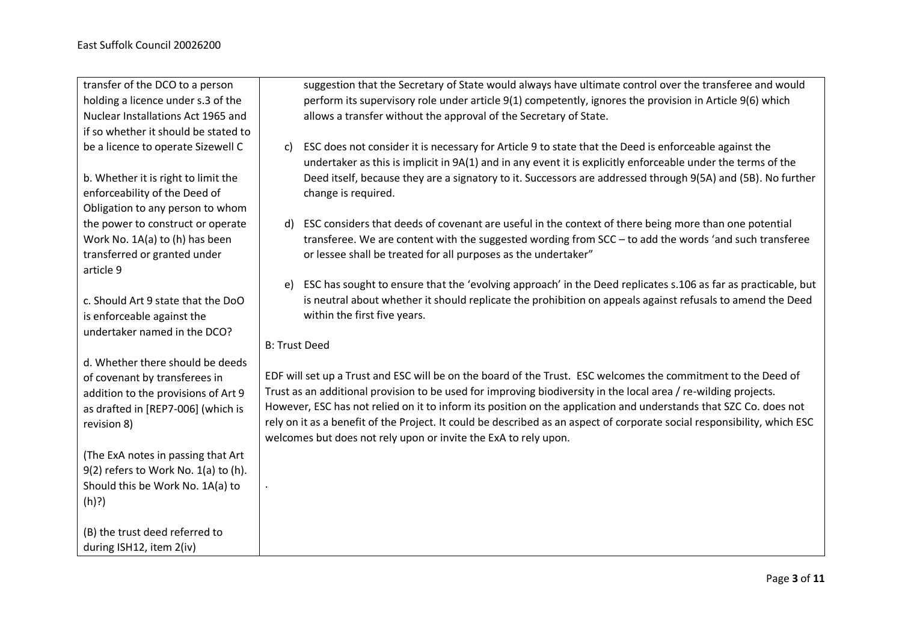| | |
|---|---|
| transfer of the DCO to a person holding a licence under s.3 of the Nuclear Installations Act 1965 and if so whether it should be stated to be a licence to operate Sizewell C<br><br>b. Whether it is right to limit the enforceability of the Deed of Obligation to any person to whom the power to construct or operate Work No. 1A(a) to (h) has been transferred or granted under article 9<br><br>c. Should Art 9 state that the DoO is enforceable against the undertaker named in the DCO?<br><br>d. Whether there should be deeds of covenant by transferees in addition to the provisions of Art 9 as drafted in [REP7-006] (which is revision 8)<br><br>(The ExA notes in passing that Art 9(2) refers to Work No. 1(a) to (h). Should this be Work No. 1A(a) to (h)?)<br><br>(B) the trust deed referred to during ISH12, item 2(iv) | suggestion that the Secretary of State would always have ultimate control over the transferee and would perform its supervisory role under article 9(1) competently, ignores the provision in Article 9(6) which allows a transfer without the approval of the Secretary of State.<br><br>c) ESC does not consider it is necessary for Article 9 to state that the Deed is enforceable against the undertaker as this is implicit in 9A(1) and in any event it is explicitly enforceable under the terms of the Deed itself, because they are a signatory to it. Successors are addressed through 9(5A) and (5B). No further change is required.<br><br>d) ESC considers that deeds of covenant are useful in the context of there being more than one potential transferee. We are content with the suggested wording from SCC – to add the words 'and such transferee or lessee shall be treated for all purposes as the undertaker"<br><br>e) ESC has sought to ensure that the 'evolving approach' in the Deed replicates s.106 as far as practicable, but is neutral about whether it should replicate the prohibition on appeals against refusals to amend the Deed within the first five years.<br><br>B: Trust Deed<br><br>EDF will set up a Trust and ESC will be on the board of the Trust. ESC welcomes the commitment to the Deed of Trust as an additional provision to be used for improving biodiversity in the local area / re-wilding projects. However, ESC has not relied on it to inform its position on the application and understands that SZC Co. does not rely on it as a benefit of the Project. It could be described as an aspect of corporate social responsibility, which ESC welcomes but does not rely upon or invite the ExA to rely upon.<br><br>. |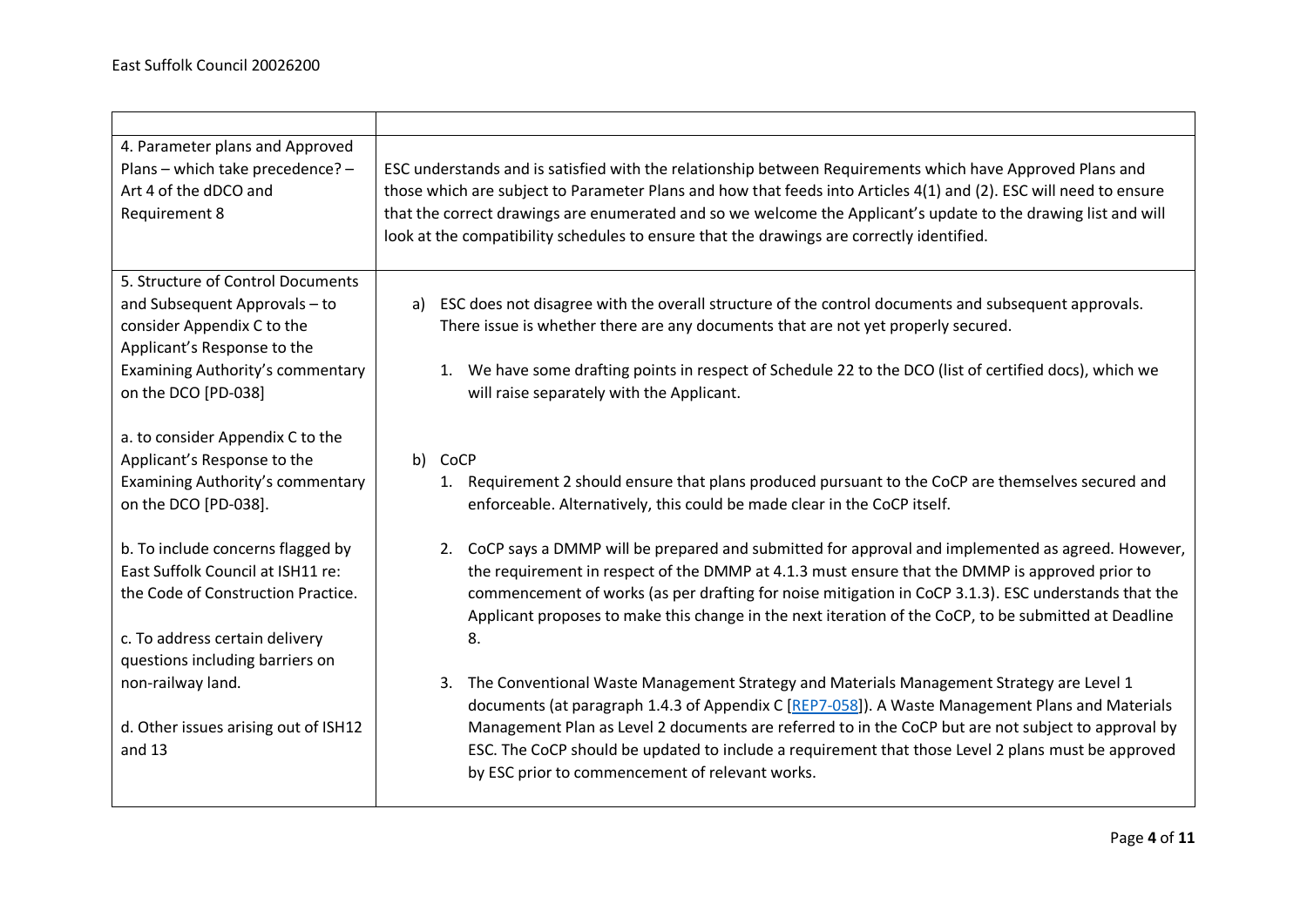| | |
|---|---|
| 4. Parameter plans and Approved Plans – which take precedence? – Art 4 of the dDCO and Requirement 8 | ESC understands and is satisfied with the relationship between Requirements which have Approved Plans and those which are subject to Parameter Plans and how that feeds into Articles 4(1) and (2). ESC will need to ensure that the correct drawings are enumerated and so we welcome the Applicant's update to the drawing list and will look at the compatibility schedules to ensure that the drawings are correctly identified. |
| 5. Structure of Control Documents and Subsequent Approvals – to consider Appendix C to the Applicant's Response to the Examining Authority's commentary on the DCO [PD-038]<br><br>a. to consider Appendix C to the Applicant's Response to the Examining Authority's commentary on the DCO [PD-038].<br><br>b. To include concerns flagged by East Suffolk Council at ISH11 re: the Code of Construction Practice.<br><br>c. To address certain delivery questions including barriers on non-railway land.<br><br>d. Other issues arising out of ISH12 and 13 | a) ESC does not disagree with the overall structure of the control documents and subsequent approvals. There issue is whether there are any documents that are not yet properly secured.<br><br>1. We have some drafting points in respect of Schedule 22 to the DCO (list of certified docs), which we will raise separately with the Applicant.<br><br>b) CoCP<br><br>1. Requirement 2 should ensure that plans produced pursuant to the CoCP are themselves secured and enforceable. Alternatively, this could be made clear in the CoCP itself.<br><br>2. CoCP says a DMMP will be prepared and submitted for approval and implemented as agreed. However, the requirement in respect of the DMMP at 4.1.3 must ensure that the DMMP is approved prior to commencement of works (as per drafting for noise mitigation in CoCP 3.1.3). ESC understands that the Applicant proposes to make this change in the next iteration of the CoCP, to be submitted at Deadline 8.<br><br>3. The Conventional Waste Management Strategy and Materials Management Strategy are Level 1 documents (at paragraph 1.4.3 of Appendix C [REP7-058]). A Waste Management Plans and Materials Management Plan as Level 2 documents are referred to in the CoCP but are not subject to approval by ESC. The CoCP should be updated to include a requirement that those Level 2 plans must be approved by ESC prior to commencement of relevant works. |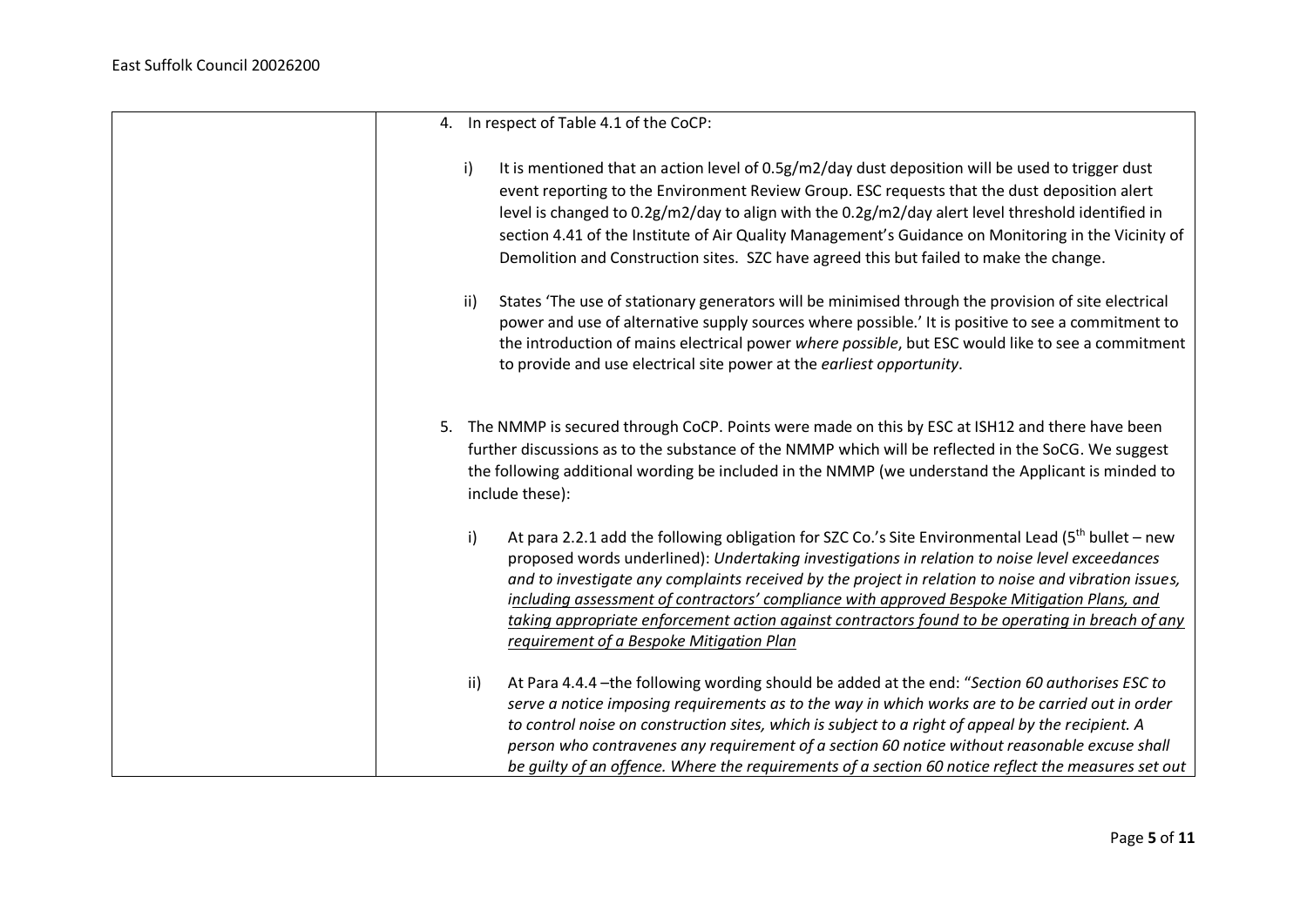| | |
|---|---|
| | 4. In respect of Table 4.1 of the CoCP:<br><br>i) It is mentioned that an action level of 0.5g/m2/day dust deposition will be used to trigger dust event reporting to the Environment Review Group. ESC requests that the dust deposition alert level is changed to 0.2g/m2/day to align with the 0.2g/m2/day alert level threshold identified in section 4.41 of the Institute of Air Quality Management's Guidance on Monitoring in the Vicinity of Demolition and Construction sites. SZC have agreed this but failed to make the change.<br><br>ii) States 'The use of stationary generators will be minimised through the provision of site electrical power and use of alternative supply sources where possible.' It is positive to see a commitment to the introduction of mains electrical power *where possible*, but ESC would like to see a commitment to provide and use electrical site power at the *earliest opportunity*.<br><br>5. The NMMP is secured through CoCP. Points were made on this by ESC at ISH12 and there have been further discussions as to the substance of the NMMP which will be reflected in the SoCG. We suggest the following additional wording be included in the NMMP (we understand the Applicant is minded to include these):<br><br>i) At para 2.2.1 add the following obligation for SZC Co.'s Site Environmental Lead (5th bullet – new proposed words underlined): *Undertaking investigations in relation to noise level exceedances and to investigate any complaints received by the project in relation to noise and vibration issues, <u>including assessment of contractors' compliance with approved Bespoke Mitigation Plans, and taking appropriate enforcement action against contractors found to be operating in breach of any requirement of a Bespoke Mitigation Plan</u>*<br><br>ii) At Para 4.4.4 –the following wording should be added at the end: "*Section 60 authorises ESC to serve a notice imposing requirements as to the way in which works are to be carried out in order to control noise on construction sites, which is subject to a right of appeal by the recipient. A person who contravenes any requirement of a section 60 notice without reasonable excuse shall be guilty of an offence. Where the requirements of a section 60 notice reflect the measures set out* |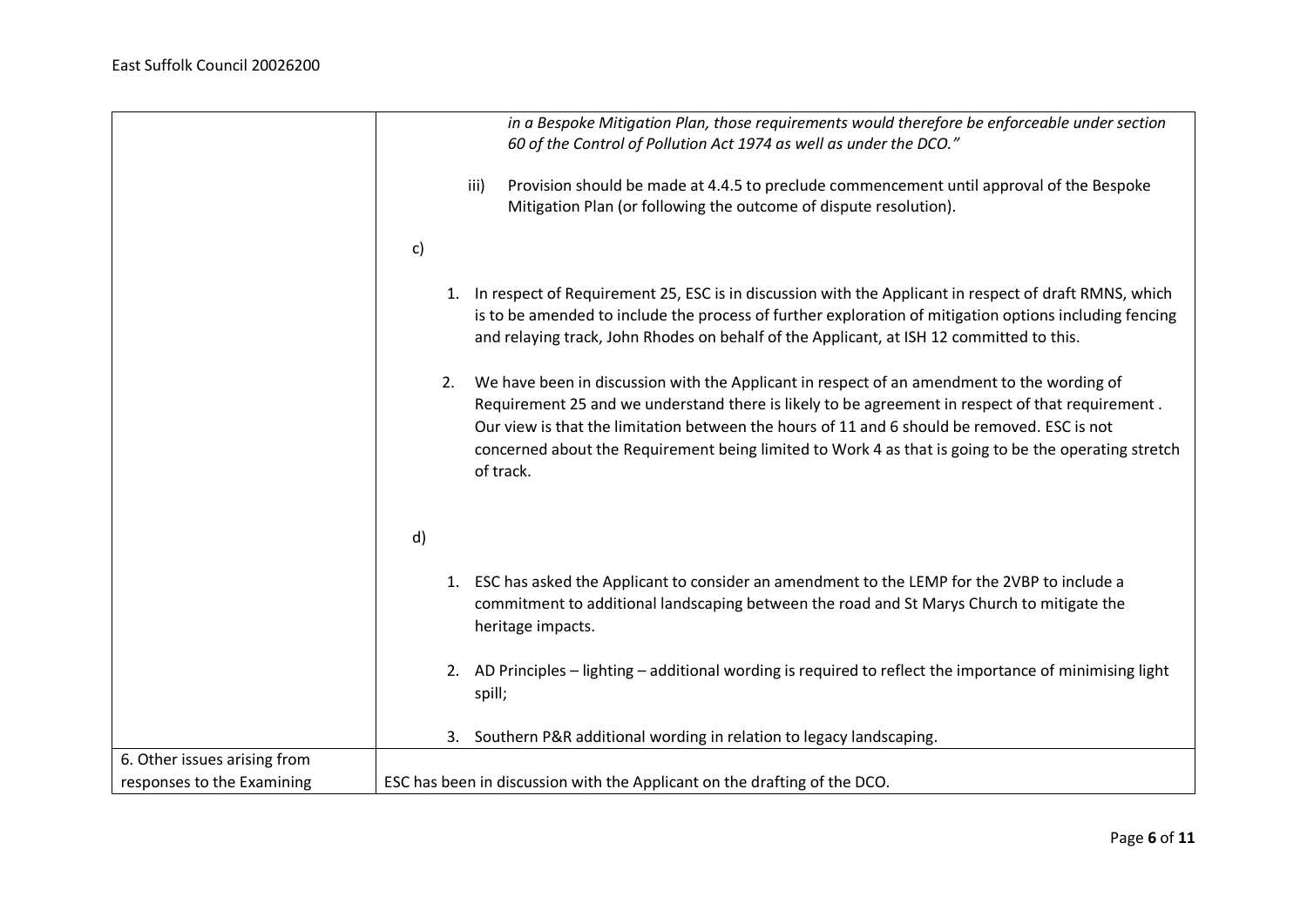| | |
|---|---|
| | *in a Bespoke Mitigation Plan, those requirements would therefore be enforceable under section 60 of the Control of Pollution Act 1974 as well as under the DCO."*<br><br>iii) Provision should be made at 4.4.5 to preclude commencement until approval of the Bespoke Mitigation Plan (or following the outcome of dispute resolution).<br><br>c)<br><br>1. In respect of Requirement 25, ESC is in discussion with the Applicant in respect of draft RMNS, which is to be amended to include the process of further exploration of mitigation options including fencing and relaying track, John Rhodes on behalf of the Applicant, at ISH 12 committed to this.<br><br>2. We have been in discussion with the Applicant in respect of an amendment to the wording of Requirement 25 and we understand there is likely to be agreement in respect of that requirement . Our view is that the limitation between the hours of 11 and 6 should be removed. ESC is not concerned about the Requirement being limited to Work 4 as that is going to be the operating stretch of track.<br><br>d)<br><br>1. ESC has asked the Applicant to consider an amendment to the LEMP for the 2VBP to include a commitment to additional landscaping between the road and St Marys Church to mitigate the heritage impacts.<br><br>2. AD Principles – lighting – additional wording is required to reflect the importance of minimising light spill;<br><br>3. Southern P&R additional wording in relation to legacy landscaping. |
| 6. Other issues arising from responses to the Examining | ESC has been in discussion with the Applicant on the drafting of the DCO. |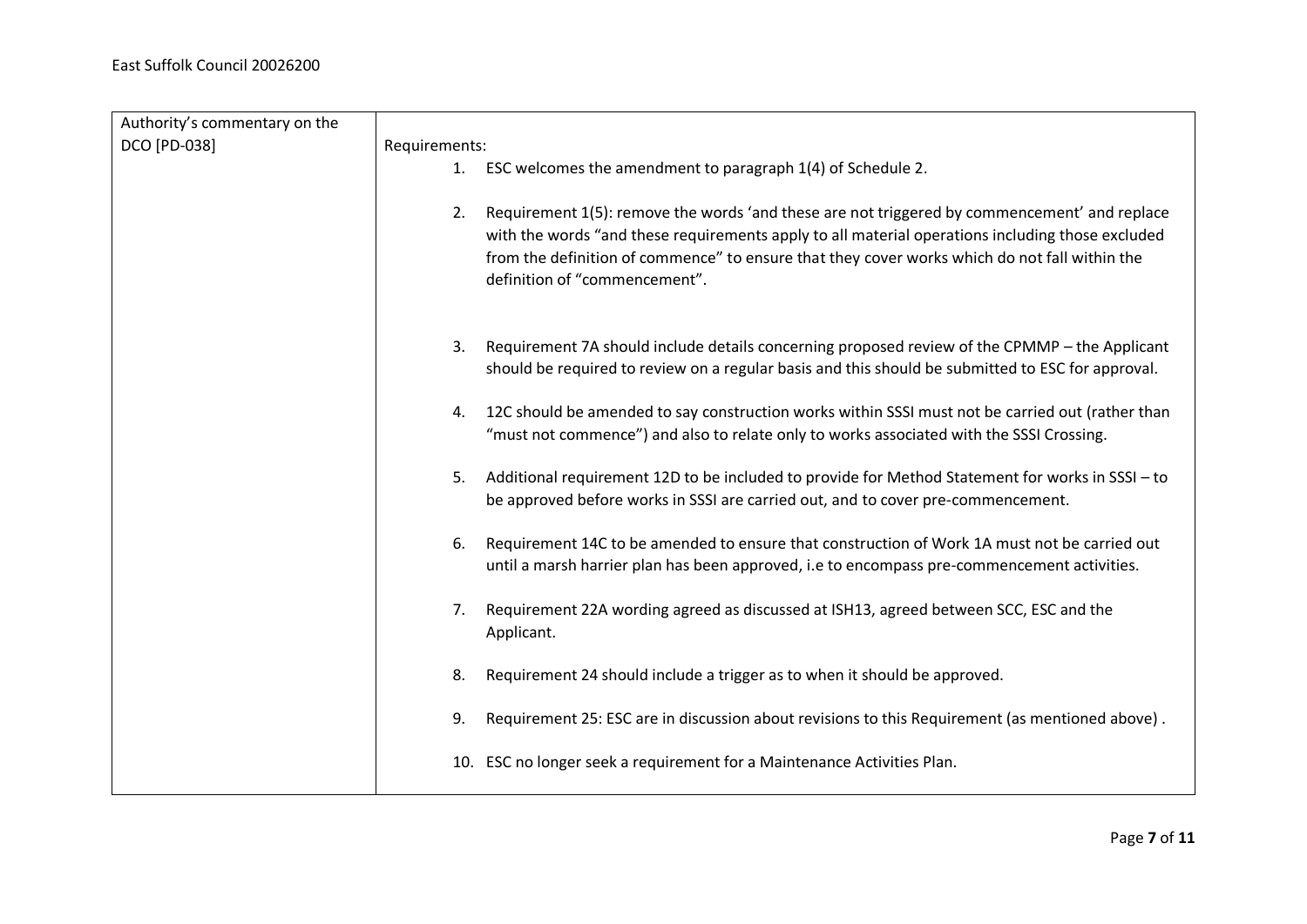| Authority's commentary on the DCO [PD-038] | Requirements:<br>1. ESC welcomes the amendment to paragraph 1(4) of Schedule 2.<br>2. Requirement 1(5): remove the words 'and these are not triggered by commencement' and replace with the words "and these requirements apply to all material operations including those excluded from the definition of commence" to ensure that they cover works which do not fall within the definition of "commencement".<br>3. Requirement 7A should include details concerning proposed review of the CPMMP – the Applicant should be required to review on a regular basis and this should be submitted to ESC for approval.<br>4. 12C should be amended to say construction works within SSSI must not be carried out (rather than "must not commence") and also to relate only to works associated with the SSSI Crossing.<br>5. Additional requirement 12D to be included to provide for Method Statement for works in SSSI – to be approved before works in SSSI are carried out, and to cover pre-commencement.<br>6. Requirement 14C to be amended to ensure that construction of Work 1A must not be carried out until a marsh harrier plan has been approved, i.e to encompass pre-commencement activities.<br>7. Requirement 22A wording agreed as discussed at ISH13, agreed between SCC, ESC and the Applicant.<br>8. Requirement 24 should include a trigger as to when it should be approved.<br>9. Requirement 25: ESC are in discussion about revisions to this Requirement (as mentioned above) .<br>10. ESC no longer seek a requirement for a Maintenance Activities Plan. |
|---|---|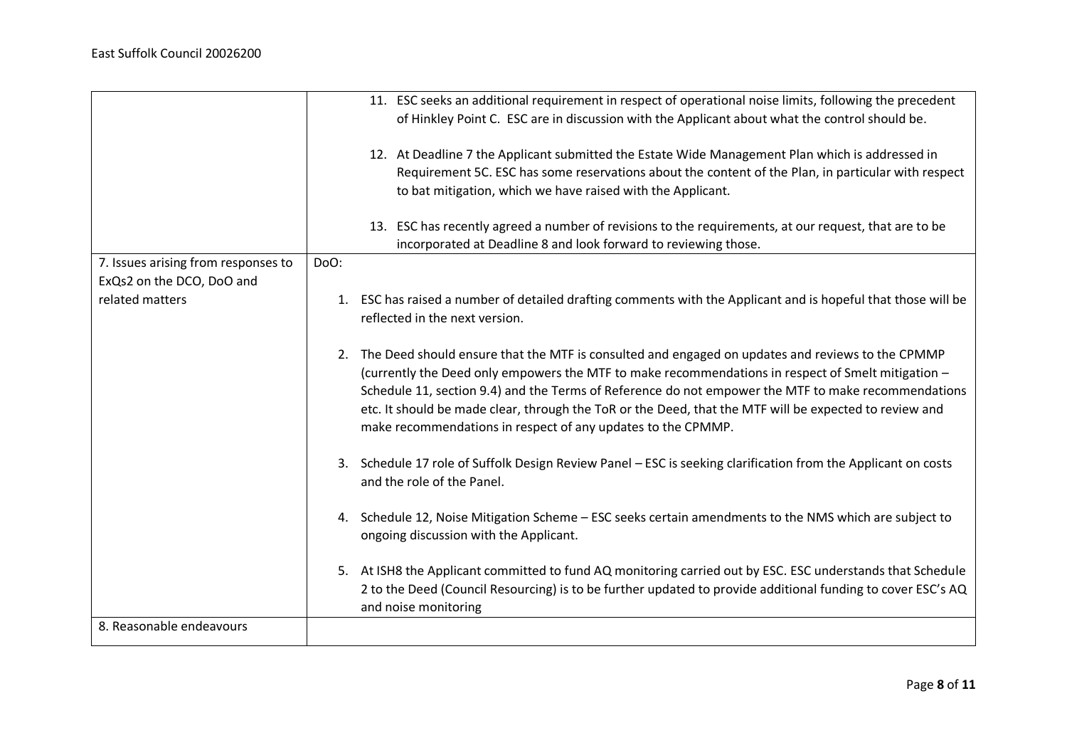| | |
|---|---|
| | 11. ESC seeks an additional requirement in respect of operational noise limits, following the precedent of Hinkley Point C. ESC are in discussion with the Applicant about what the control should be.<br><br>12. At Deadline 7 the Applicant submitted the Estate Wide Management Plan which is addressed in Requirement 5C. ESC has some reservations about the content of the Plan, in particular with respect to bat mitigation, which we have raised with the Applicant.<br><br>13. ESC has recently agreed a number of revisions to the requirements, at our request, that are to be incorporated at Deadline 8 and look forward to reviewing those. |
| 7. Issues arising from responses to ExQs2 on the DCO, DoO and related matters | DoO:<br><br>1. ESC has raised a number of detailed drafting comments with the Applicant and is hopeful that those will be reflected in the next version.<br><br>2. The Deed should ensure that the MTF is consulted and engaged on updates and reviews to the CPMMP (currently the Deed only empowers the MTF to make recommendations in respect of Smelt mitigation – Schedule 11, section 9.4) and the Terms of Reference do not empower the MTF to make recommendations etc. It should be made clear, through the ToR or the Deed, that the MTF will be expected to review and make recommendations in respect of any updates to the CPMMP.<br><br>3. Schedule 17 role of Suffolk Design Review Panel – ESC is seeking clarification from the Applicant on costs and the role of the Panel.<br><br>4. Schedule 12, Noise Mitigation Scheme – ESC seeks certain amendments to the NMS which are subject to ongoing discussion with the Applicant.<br><br>5. At ISH8 the Applicant committed to fund AQ monitoring carried out by ESC. ESC understands that Schedule 2 to the Deed (Council Resourcing) is to be further updated to provide additional funding to cover ESC's AQ and noise monitoring |
| 8. Reasonable endeavours | |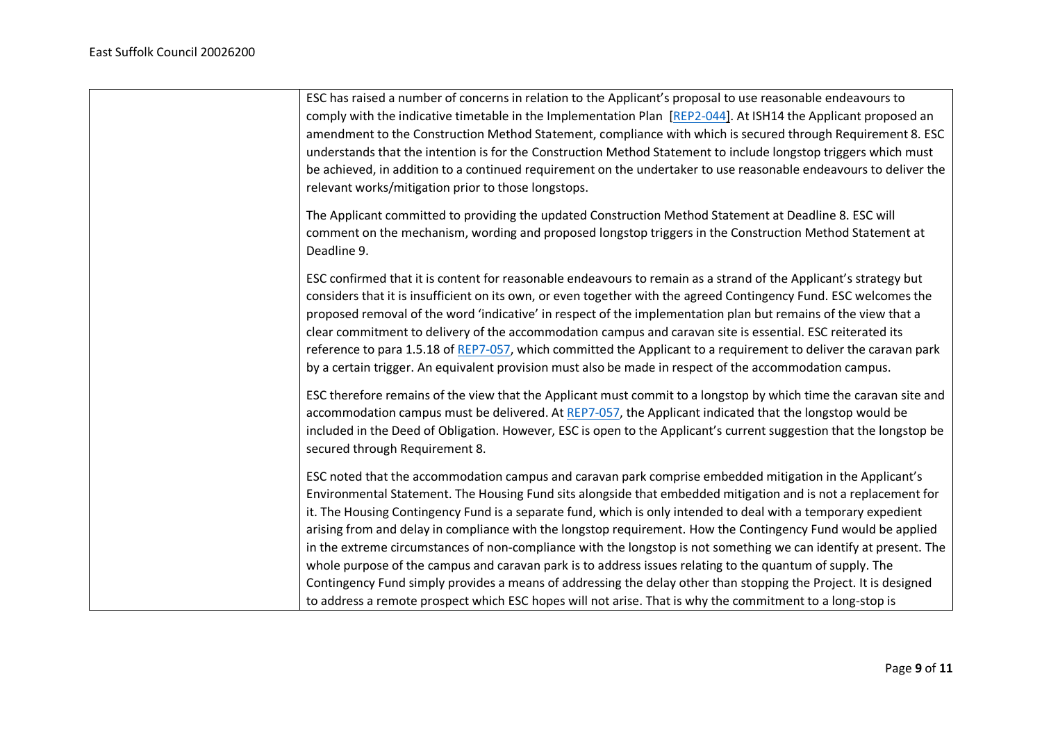| | |
|---|---|
| | ESC has raised a number of concerns in relation to the Applicant's proposal to use reasonable endeavours to comply with the indicative timetable in the Implementation Plan [REP2-044]. At ISH14 the Applicant proposed an amendment to the Construction Method Statement, compliance with which is secured through Requirement 8. ESC understands that the intention is for the Construction Method Statement to include longstop triggers which must be achieved, in addition to a continued requirement on the undertaker to use reasonable endeavours to deliver the relevant works/mitigation prior to those longstops.<br><br>The Applicant committed to providing the updated Construction Method Statement at Deadline 8. ESC will comment on the mechanism, wording and proposed longstop triggers in the Construction Method Statement at Deadline 9.<br><br>ESC confirmed that it is content for reasonable endeavours to remain as a strand of the Applicant's strategy but considers that it is insufficient on its own, or even together with the agreed Contingency Fund. ESC welcomes the proposed removal of the word 'indicative' in respect of the implementation plan but remains of the view that a clear commitment to delivery of the accommodation campus and caravan site is essential. ESC reiterated its reference to para 1.5.18 of REP7-057, which committed the Applicant to a requirement to deliver the caravan park by a certain trigger. An equivalent provision must also be made in respect of the accommodation campus.<br><br>ESC therefore remains of the view that the Applicant must commit to a longstop by which time the caravan site and accommodation campus must be delivered. At REP7-057, the Applicant indicated that the longstop would be included in the Deed of Obligation. However, ESC is open to the Applicant's current suggestion that the longstop be secured through Requirement 8.<br><br>ESC noted that the accommodation campus and caravan park comprise embedded mitigation in the Applicant's Environmental Statement. The Housing Fund sits alongside that embedded mitigation and is not a replacement for it. The Housing Contingency Fund is a separate fund, which is only intended to deal with a temporary expedient arising from and delay in compliance with the longstop requirement. How the Contingency Fund would be applied in the extreme circumstances of non-compliance with the longstop is not something we can identify at present. The whole purpose of the campus and caravan park is to address issues relating to the quantum of supply. The Contingency Fund simply provides a means of addressing the delay other than stopping the Project. It is designed to address a remote prospect which ESC hopes will not arise. That is why the commitment to a long-stop is |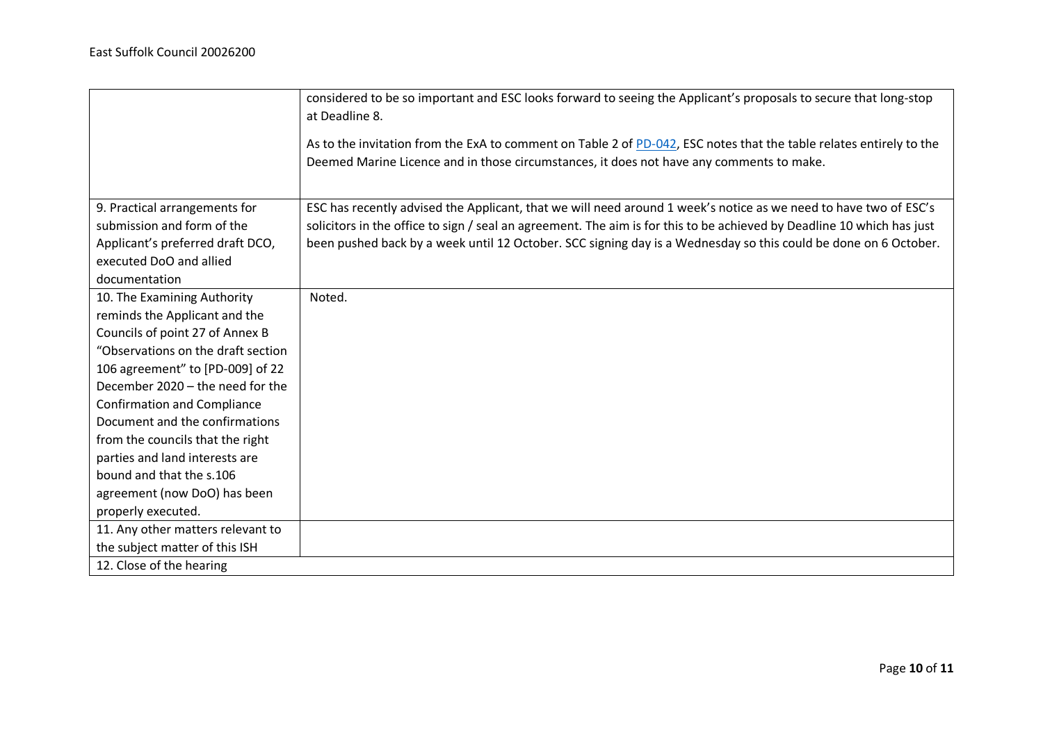| | |
|---|---|
| | considered to be so important and ESC looks forward to seeing the Applicant's proposals to secure that long-stop at Deadline 8.<br><br>As to the invitation from the ExA to comment on Table 2 of PD-042, ESC notes that the table relates entirely to the Deemed Marine Licence and in those circumstances, it does not have any comments to make. |
| 9. Practical arrangements for submission and form of the Applicant's preferred draft DCO, executed DoO and allied documentation | ESC has recently advised the Applicant, that we will need around 1 week's notice as we need to have two of ESC's solicitors in the office to sign / seal an agreement. The aim is for this to be achieved by Deadline 10 which has just been pushed back by a week until 12 October. SCC signing day is a Wednesday so this could be done on 6 October. |
| 10. The Examining Authority reminds the Applicant and the Councils of point 27 of Annex B "Observations on the draft section 106 agreement" to [PD-009] of 22 December 2020 – the need for the Confirmation and Compliance Document and the confirmations from the councils that the right parties and land interests are bound and that the s.106 agreement (now DoO) has been properly executed. | Noted. |
| 11. Any other matters relevant to the subject matter of this ISH | |
| 12. Close of the hearing | |